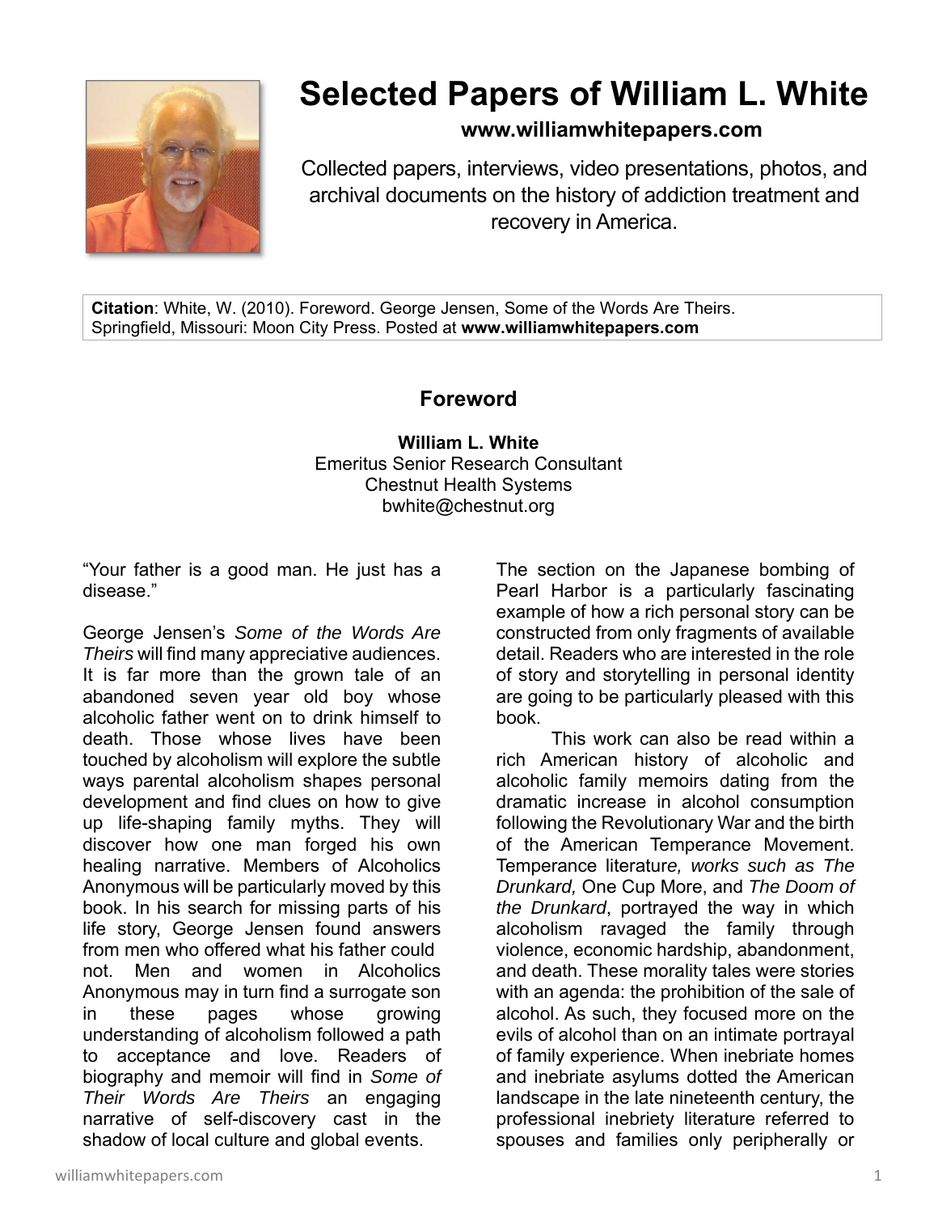# Selected Papers of William L. White

**www.williamwhitepapers.com**

Collected papers, interviews, video presentations, photos, and archival documents on the history of addiction treatment and recovery in America.

**Citation**: White, W. (2010). Foreword. George Jensen, Some of the Words Are Theirs. Springfield, Missouri: Moon City Press. Posted at **www.williamwhitepapers.com**

## Foreword

**William L. White**
Emeritus Senior Research Consultant
Chestnut Health Systems
bwhite@chestnut.org

"Your father is a good man. He just has a disease."

George Jensen's *Some of the Words Are Theirs* will find many appreciative audiences. It is far more than the grown tale of an abandoned seven year old boy whose alcoholic father went on to drink himself to death. Those whose lives have been touched by alcoholism will explore the subtle ways parental alcoholism shapes personal development and find clues on how to give up life-shaping family myths. They will discover how one man forged his own healing narrative. Members of Alcoholics Anonymous will be particularly moved by this book. In his search for missing parts of his life story, George Jensen found answers from men who offered what his father could not. Men and women in Alcoholics Anonymous may in turn find a surrogate son in these pages whose growing understanding of alcoholism followed a path to acceptance and love. Readers of biography and memoir will find in *Some of Their Words Are Theirs* an engaging narrative of self-discovery cast in the shadow of local culture and global events. The section on the Japanese bombing of Pearl Harbor is a particularly fascinating example of how a rich personal story can be constructed from only fragments of available detail. Readers who are interested in the role of story and storytelling in personal identity are going to be particularly pleased with this book.

This work can also be read within a rich American history of alcoholic and alcoholic family memoirs dating from the dramatic increase in alcohol consumption following the Revolutionary War and the birth of the American Temperance Movement. Temperance literatur*e, works such as The Drunkard,* One Cup Mor*e*, and *The Doom of the Drunkard*, portrayed the way in which alcoholism ravaged the family through violence, economic hardship, abandonment, and death. These morality tales were stories with an agenda: the prohibition of the sale of alcohol. As such, they focused more on the evils of alcohol than on an intimate portrayal of family experience. When inebriate homes and inebriate asylums dotted the American landscape in the late nineteenth century, the professional inebriety literature referred to spouses and families only peripherally or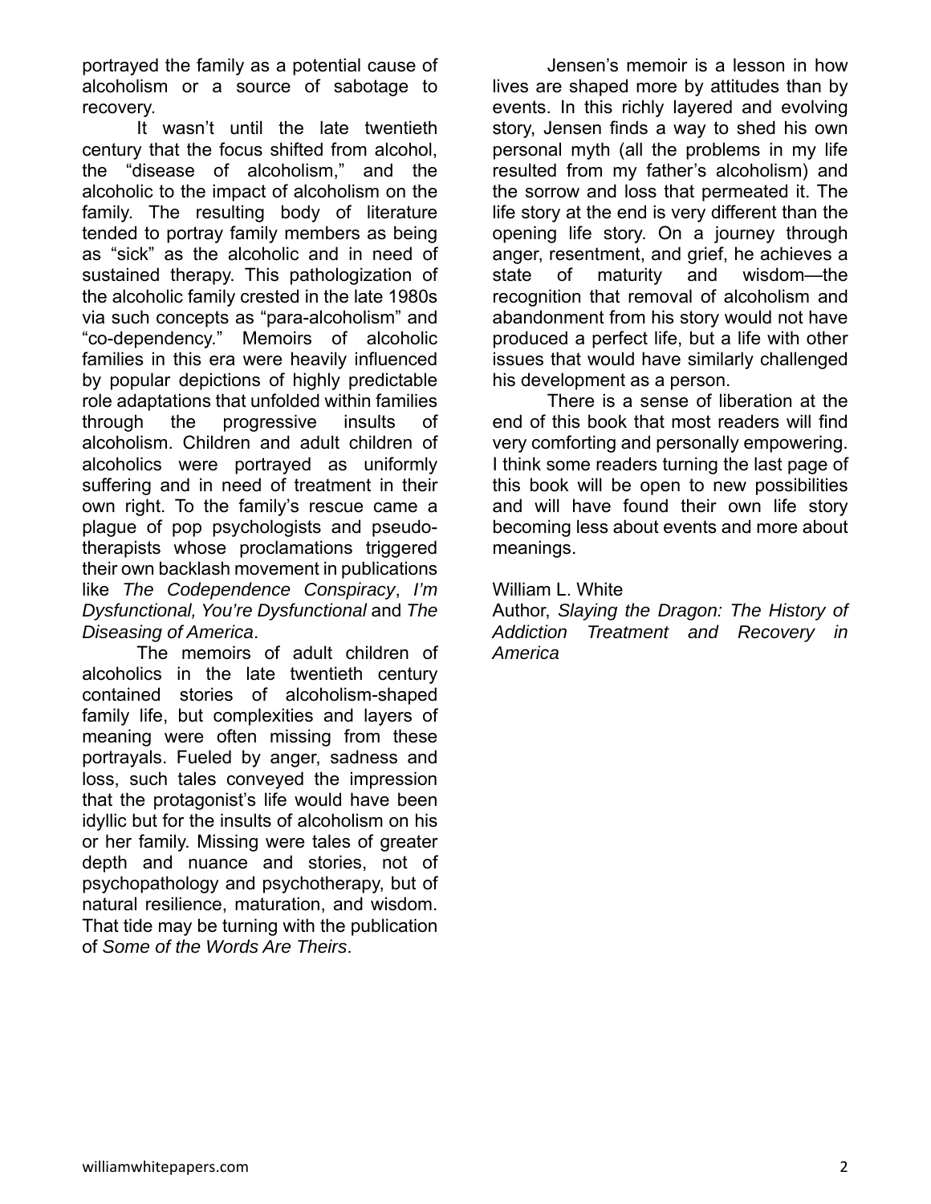portrayed the family as a potential cause of alcoholism or a source of sabotage to recovery.

It wasn't until the late twentieth century that the focus shifted from alcohol, the "disease of alcoholism," and the alcoholic to the impact of alcoholism on the family. The resulting body of literature tended to portray family members as being as "sick" as the alcoholic and in need of sustained therapy. This pathologization of the alcoholic family crested in the late 1980s via such concepts as "para-alcoholism" and "co-dependency." Memoirs of alcoholic families in this era were heavily influenced by popular depictions of highly predictable role adaptations that unfolded within families through the progressive insults of alcoholism. Children and adult children of alcoholics were portrayed as uniformly suffering and in need of treatment in their own right. To the family's rescue came a plague of pop psychologists and pseudo-therapists whose proclamations triggered their own backlash movement in publications like *The Codependence Conspiracy*, *I'm Dysfunctional, You're Dysfunctional* and *The Diseasing of America*.

The memoirs of adult children of alcoholics in the late twentieth century contained stories of alcoholism-shaped family life, but complexities and layers of meaning were often missing from these portrayals. Fueled by anger, sadness and loss, such tales conveyed the impression that the protagonist's life would have been idyllic but for the insults of alcoholism on his or her family. Missing were tales of greater depth and nuance and stories, not of psychopathology and psychotherapy, but of natural resilience, maturation, and wisdom. That tide may be turning with the publication of *Some of the Words Are Theirs*.

Jensen's memoir is a lesson in how lives are shaped more by attitudes than by events. In this richly layered and evolving story, Jensen finds a way to shed his own personal myth (all the problems in my life resulted from my father's alcoholism) and the sorrow and loss that permeated it. The life story at the end is very different than the opening life story. On a journey through anger, resentment, and grief, he achieves a state of maturity and wisdom—the recognition that removal of alcoholism and abandonment from his story would not have produced a perfect life, but a life with other issues that would have similarly challenged his development as a person.

There is a sense of liberation at the end of this book that most readers will find very comforting and personally empowering. I think some readers turning the last page of this book will be open to new possibilities and will have found their own life story becoming less about events and more about meanings.

William L. White  
Author, *Slaying the Dragon: The History of Addiction Treatment and Recovery in America*